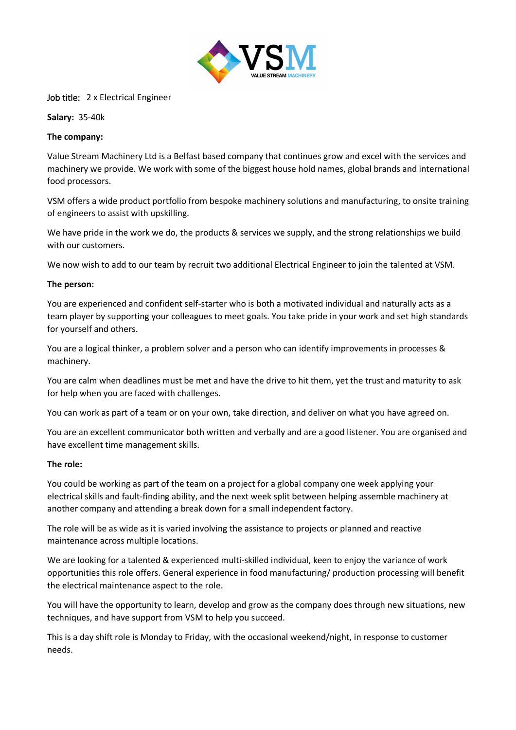Job title: 2 x Electrical Engineer

**Salary:** 35-40k

**The company:**

Value Stream Machinery Ltd is a Belfast based company that continues grow and excel with the services and machinery we provide. We work with some of the biggest house hold names, global brands and international food processors.

VSM offers a wide product portfolio from bespoke machinery solutions and manufacturing, to onsite training of engineers to assist with upskilling.

We have pride in the work we do, the products & services we supply, and the strong relationships we build with our customers.

We now wish to add to our team by recruit two additional Electrical Engineer to join the talented at VSM.

**The person:**

You are experienced and confident self-starter who is both a motivated individual and naturally acts as a team player by supporting your colleagues to meet goals. You take pride in your work and set high standards for yourself and others.

You are a logical thinker, a problem solver and a person who can identify improvements in processes & machinery.

You are calm when deadlines must be met and have the drive to hit them, yet the trust and maturity to ask for help when you are faced with challenges.

You can work as part of a team or on your own, take direction, and deliver on what you have agreed on.

You are an excellent communicator both written and verbally and are a good listener. You are organised and have excellent time management skills.

**The role:**

You could be working as part of the team on a project for a global company one week applying your electrical skills and fault-finding ability, and the next week split between helping assemble machinery at another company and attending a break down for a small independent factory.

The role will be as wide as it is varied involving the assistance to projects or planned and reactive maintenance across multiple locations.

We are looking for a talented & experienced multi-skilled individual, keen to enjoy the variance of work opportunities this role offers. General experience in food manufacturing/ production processing will benefit the electrical maintenance aspect to the role.

You will have the opportunity to learn, develop and grow as the company does through new situations, new techniques, and have support from VSM to help you succeed.

This is a day shift role is Monday to Friday, with the occasional weekend/night, in response to customer needs.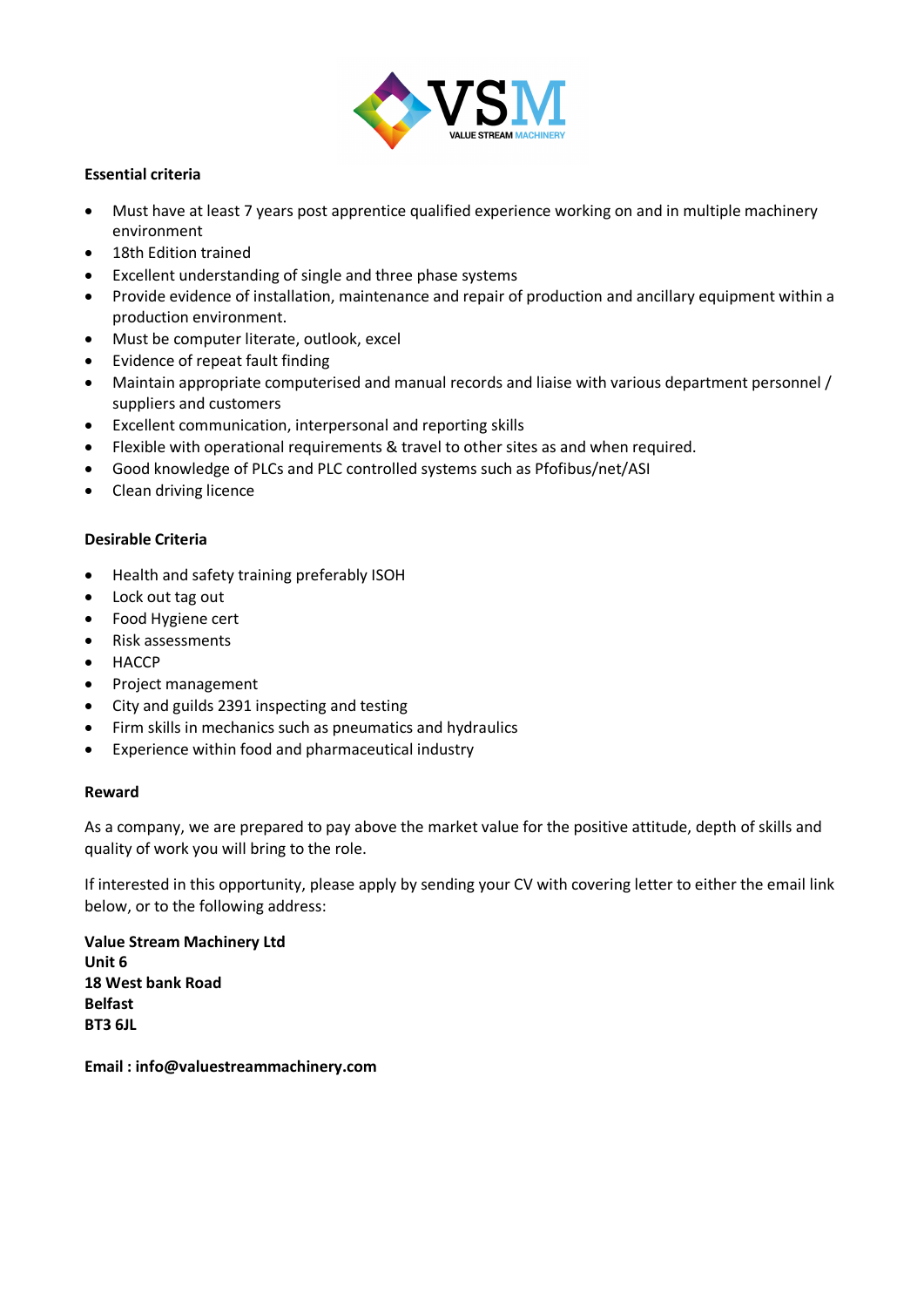**Essential criteria**

- Must have at least 7 years post apprentice qualified experience working on and in multiple machinery environment
- 18th Edition trained
- Excellent understanding of single and three phase systems
- Provide evidence of installation, maintenance and repair of production and ancillary equipment within a production environment.
- Must be computer literate, outlook, excel
- Evidence of repeat fault finding
- Maintain appropriate computerised and manual records and liaise with various department personnel / suppliers and customers
- Excellent communication, interpersonal and reporting skills
- Flexible with operational requirements & travel to other sites as and when required.
- Good knowledge of PLCs and PLC controlled systems such as Pfofibus/net/ASI
- Clean driving licence

**Desirable Criteria**

- Health and safety training preferably ISOH
- Lock out tag out
- Food Hygiene cert
- Risk assessments
- HACCP
- Project management
- City and guilds 2391 inspecting and testing
- Firm skills in mechanics such as pneumatics and hydraulics
- Experience within food and pharmaceutical industry

**Reward**

As a company, we are prepared to pay above the market value for the positive attitude, depth of skills and quality of work you will bring to the role.

If interested in this opportunity, please apply by sending your CV with covering letter to either the email link below, or to the following address:

**Value Stream Machinery Ltd**
**Unit 6**
**18 West bank Road**
**Belfast**
**BT3 6JL**

**Email : info@valuestreammachinery.com**